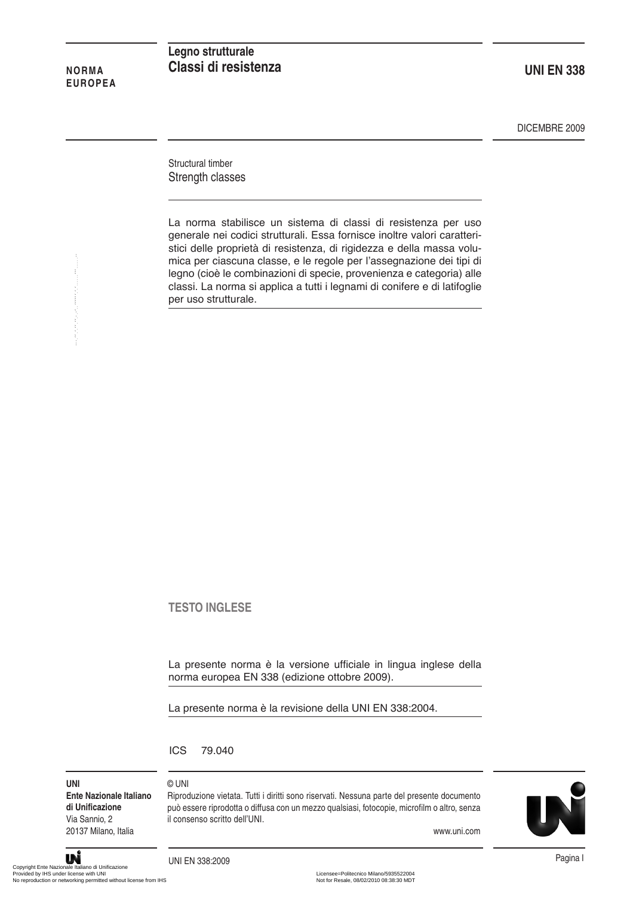**NORMA EUROPEA**

# Legno strutturale
# Classi di resistenza

**UNI EN 338**

DICEMBRE 2009

Structural timber
Strength classes

La norma stabilisce un sistema di classi di resistenza per uso generale nei codici strutturali. Essa fornisce inoltre valori caratteristici delle proprietà di resistenza, di rigidezza e della massa volumica per ciascuna classe, e le regole per l'assegnazione dei tipi di legno (cioè le combinazioni di specie, provenienza e categoria) alle classi. La norma si applica a tutti i legnami di conifere e di latifoglie per uso strutturale.

**TESTO INGLESE**

La presente norma è la versione ufficiale in lingua inglese della norma europea EN 338 (edizione ottobre 2009).

La presente norma è la revisione della UNI EN 338:2004.

ICS 79.040

**UNI**
**Ente Nazionale Italiano di Unificazione**
Via Sannio, 2
20137 Milano, Italia

© UNI
Riproduzione vietata. Tutti i diritti sono riservati. Nessuna parte del presente documento può essere riprodotta o diffusa con un mezzo qualsiasi, fotocopie, microfilm o altro, senza il consenso scritto dell'UNI.

www.uni.com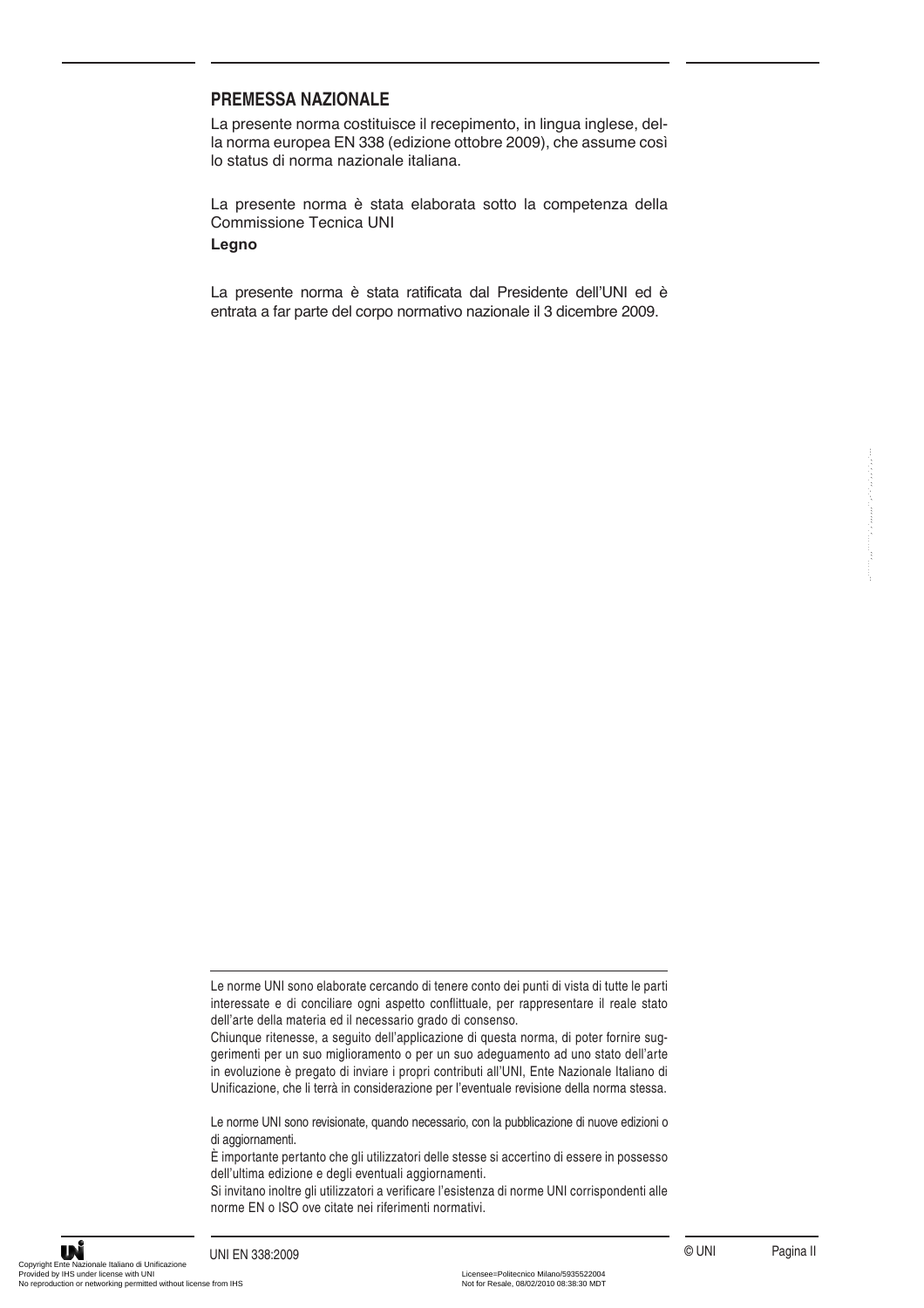## PREMESSA NAZIONALE

La presente norma costituisce il recepimento, in lingua inglese, della norma europea EN 338 (edizione ottobre 2009), che assume così lo status di norma nazionale italiana.

La presente norma è stata elaborata sotto la competenza della Commissione Tecnica UNI

**Legno**

La presente norma è stata ratificata dal Presidente dell'UNI ed è entrata a far parte del corpo normativo nazionale il 3 dicembre 2009.

---

Le norme UNI sono elaborate cercando di tenere conto dei punti di vista di tutte le parti interessate e di conciliare ogni aspetto conflittuale, per rappresentare il reale stato dell'arte della materia ed il necessario grado di consenso.

Chiunque ritenesse, a seguito dell'applicazione di questa norma, di poter fornire suggerimenti per un suo miglioramento o per un suo adeguamento ad uno stato dell'arte in evoluzione è pregato di inviare i propri contributi all'UNI, Ente Nazionale Italiano di Unificazione, che li terrà in considerazione per l'eventuale revisione della norma stessa.

Le norme UNI sono revisionate, quando necessario, con la pubblicazione di nuove edizioni o di aggiornamenti.

È importante pertanto che gli utilizzatori delle stesse si accertino di essere in possesso dell'ultima edizione e degli eventuali aggiornamenti.

Si invitano inoltre gli utilizzatori a verificare l'esistenza di norme UNI corrispondenti alle norme EN o ISO ove citate nei riferimenti normativi.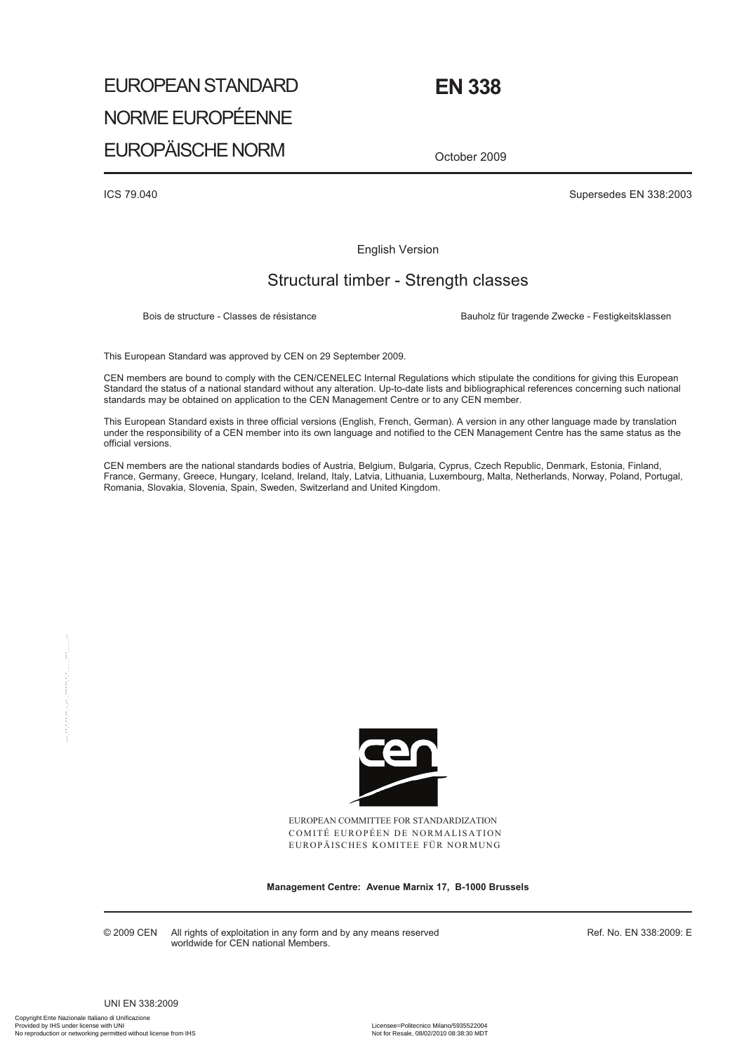# EUROPEAN STANDARD
# NORME EUROPÉENNE
# EUROPÄISCHE NORM

# EN 338

October 2009

ICS 79.040

Supersedes EN 338:2003

English Version

## Structural timber - Strength classes

Bois de structure - Classes de résistance

Bauholz für tragende Zwecke - Festigkeitsklassen

This European Standard was approved by CEN on 29 September 2009.

CEN members are bound to comply with the CEN/CENELEC Internal Regulations which stipulate the conditions for giving this European Standard the status of a national standard without any alteration. Up-to-date lists and bibliographical references concerning such national standards may be obtained on application to the CEN Management Centre or to any CEN member.

This European Standard exists in three official versions (English, French, German). A version in any other language made by translation under the responsibility of a CEN member into its own language and notified to the CEN Management Centre has the same status as the official versions.

CEN members are the national standards bodies of Austria, Belgium, Bulgaria, Cyprus, Czech Republic, Denmark, Estonia, Finland, France, Germany, Greece, Hungary, Iceland, Ireland, Italy, Latvia, Lithuania, Luxembourg, Malta, Netherlands, Norway, Poland, Portugal, Romania, Slovakia, Slovenia, Spain, Sweden, Switzerland and United Kingdom.

EUROPEAN COMMITTEE FOR STANDARDIZATION
COMITÉ EUROPÉEN DE NORMALISATION
EUROPÄISCHES KOMITEE FÜR NORMUNG

**Management Centre: Avenue Marnix 17, B-1000 Brussels**

© 2009 CEN All rights of exploitation in any form and by any means reserved worldwide for CEN national Members.

Ref. No. EN 338:2009: E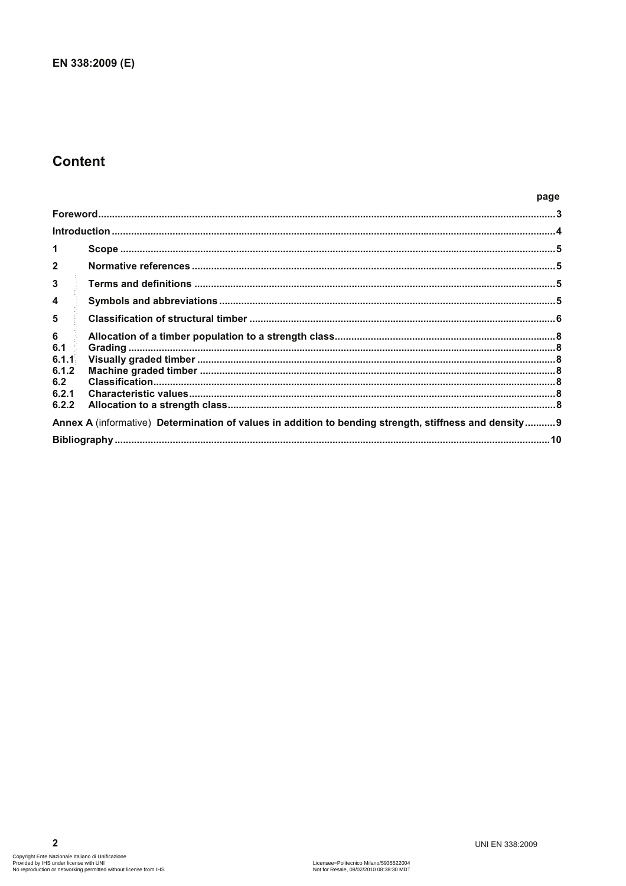# Content

| | | page |
|---|---|---|
| **Foreword** | | **3** |
| **Introduction** | | **4** |
| **1** | **Scope** | **5** |
| **2** | **Normative references** | **5** |
| **3** | **Terms and definitions** | **5** |
| **4** | **Symbols and abbreviations** | **5** |
| **5** | **Classification of structural timber** | **6** |
| **6** | **Allocation of a timber population to a strength class** | **8** |
| **6.1** | **Grading** | **8** |
| **6.1.1** | **Visually graded timber** | **8** |
| **6.1.2** | **Machine graded timber** | **8** |
| **6.2** | **Classification** | **8** |
| **6.2.1** | **Characteristic values** | **8** |
| **6.2.2** | **Allocation to a strength class** | **8** |
| **Annex A** (informative) **Determination of values in addition to bending strength, stiffness and density** | | **9** |
| **Bibliography** | | **10** |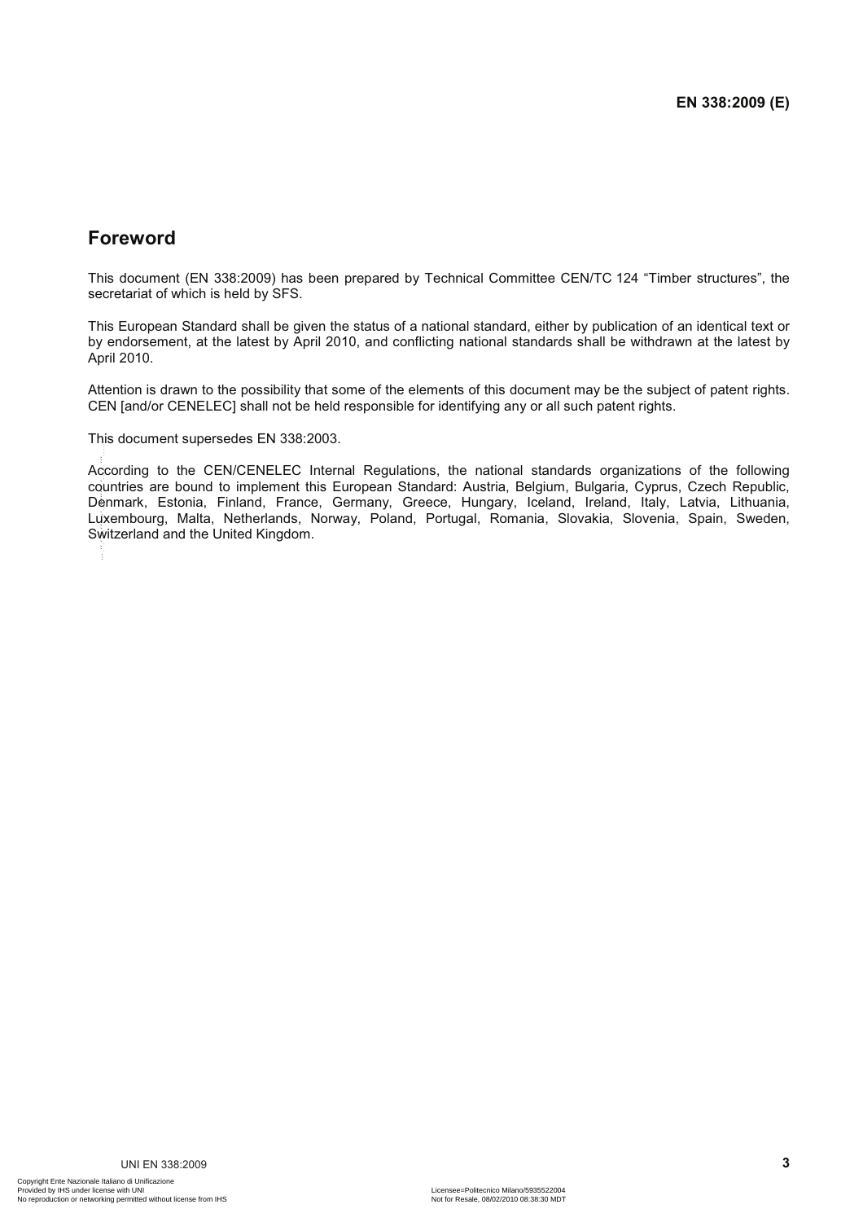# Foreword

This document (EN 338:2009) has been prepared by Technical Committee CEN/TC 124 “Timber structures”, the secretariat of which is held by SFS.

This European Standard shall be given the status of a national standard, either by publication of an identical text or by endorsement, at the latest by April 2010, and conflicting national standards shall be withdrawn at the latest by April 2010.

Attention is drawn to the possibility that some of the elements of this document may be the subject of patent rights. CEN [and/or CENELEC] shall not be held responsible for identifying any or all such patent rights.

This document supersedes EN 338:2003.

According to the CEN/CENELEC Internal Regulations, the national standards organizations of the following countries are bound to implement this European Standard: Austria, Belgium, Bulgaria, Cyprus, Czech Republic, Denmark, Estonia, Finland, France, Germany, Greece, Hungary, Iceland, Ireland, Italy, Latvia, Lithuania, Luxembourg, Malta, Netherlands, Norway, Poland, Portugal, Romania, Slovakia, Slovenia, Spain, Sweden, Switzerland and the United Kingdom.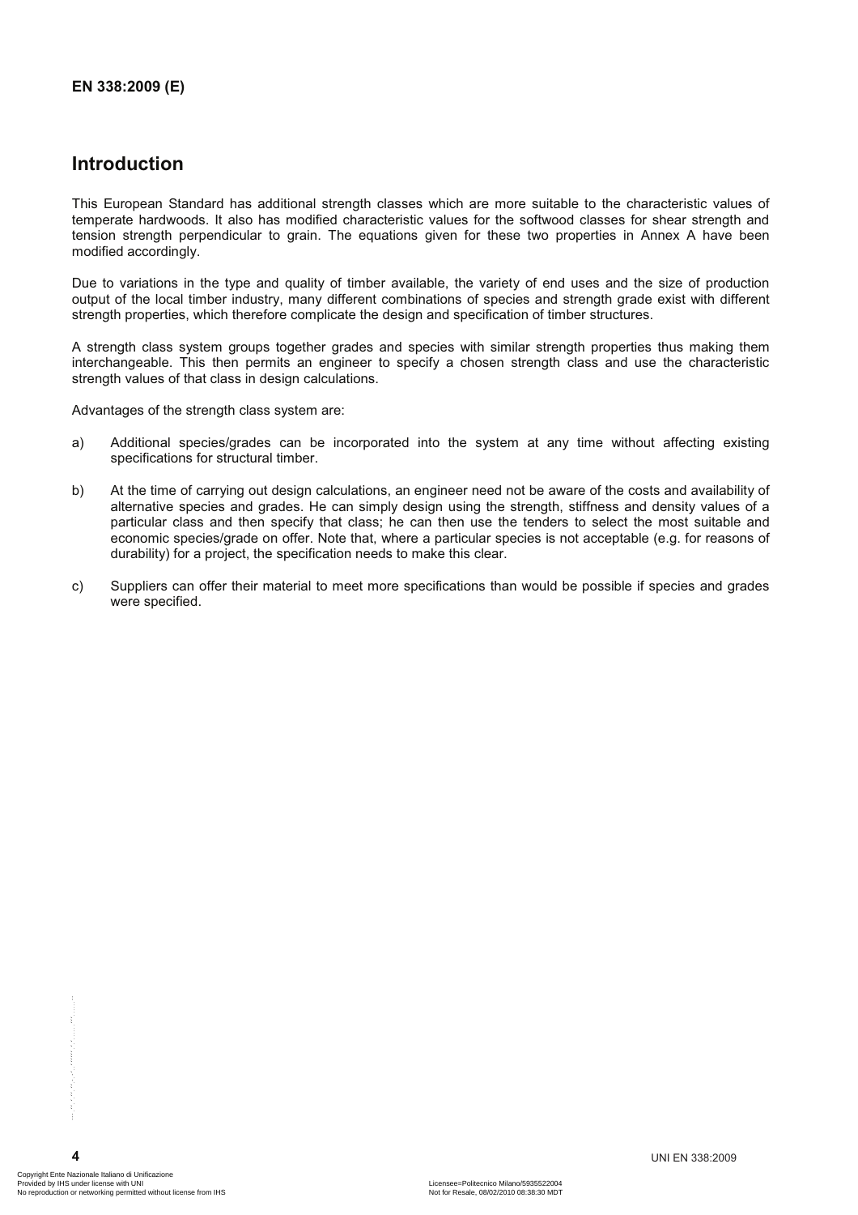## Introduction

This European Standard has additional strength classes which are more suitable to the characteristic values of temperate hardwoods. It also has modified characteristic values for the softwood classes for shear strength and tension strength perpendicular to grain. The equations given for these two properties in Annex A have been modified accordingly.

Due to variations in the type and quality of timber available, the variety of end uses and the size of production output of the local timber industry, many different combinations of species and strength grade exist with different strength properties, which therefore complicate the design and specification of timber structures.

A strength class system groups together grades and species with similar strength properties thus making them interchangeable. This then permits an engineer to specify a chosen strength class and use the characteristic strength values of that class in design calculations.

Advantages of the strength class system are:

a) Additional species/grades can be incorporated into the system at any time without affecting existing specifications for structural timber.

b) At the time of carrying out design calculations, an engineer need not be aware of the costs and availability of alternative species and grades. He can simply design using the strength, stiffness and density values of a particular class and then specify that class; he can then use the tenders to select the most suitable and economic species/grade on offer. Note that, where a particular species is not acceptable (e.g. for reasons of durability) for a project, the specification needs to make this clear.

c) Suppliers can offer their material to meet more specifications than would be possible if species and grades were specified.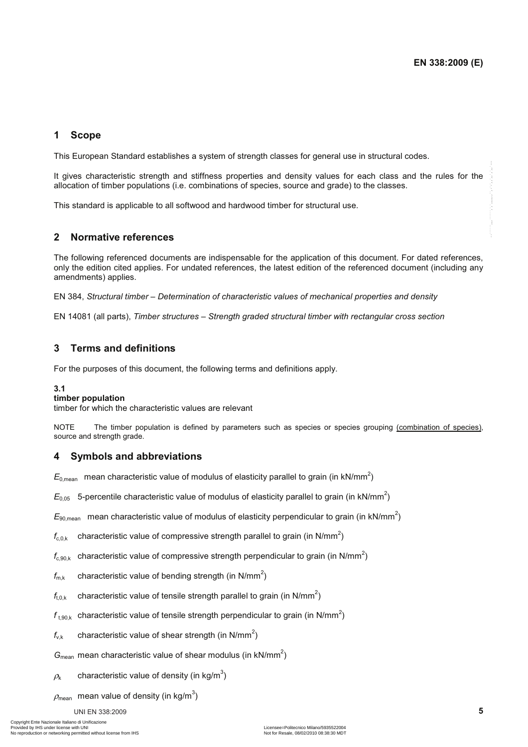## 1 Scope

This European Standard establishes a system of strength classes for general use in structural codes.

It gives characteristic strength and stiffness properties and density values for each class and the rules for the allocation of timber populations (i.e. combinations of species, source and grade) to the classes.

This standard is applicable to all softwood and hardwood timber for structural use.

## 2 Normative references

The following referenced documents are indispensable for the application of this document. For dated references, only the edition cited applies. For undated references, the latest edition of the referenced document (including any amendments) applies.

EN 384, *Structural timber – Determination of characteristic values of mechanical properties and density*

EN 14081 (all parts), *Timber structures – Strength graded structural timber with rectangular cross section*

## 3 Terms and definitions

For the purposes of this document, the following terms and definitions apply.

**3.1**
**timber population**
timber for which the characteristic values are relevant

NOTE The timber population is defined by parameters such as species or species grouping (combination of species), source and strength grade.

## 4 Symbols and abbreviations

$E_{0,\text{mean}}$ mean characteristic value of modulus of elasticity parallel to grain (in kN/mm$^2$)

$E_{0,05}$ 5-percentile characteristic value of modulus of elasticity parallel to grain (in kN/mm$^2$)

$E_{90,\text{mean}}$ mean characteristic value of modulus of elasticity perpendicular to grain (in kN/mm$^2$)

$f_{c,0,k}$ characteristic value of compressive strength parallel to grain (in N/mm$^2$)

$f_{c,90,k}$ characteristic value of compressive strength perpendicular to grain (in N/mm$^2$)

$f_{m,k}$ characteristic value of bending strength (in N/mm$^2$)

$f_{t,0,k}$ characteristic value of tensile strength parallel to grain (in N/mm$^2$)

$f_{t,90,k}$ characteristic value of tensile strength perpendicular to grain (in N/mm$^2$)

$f_{v,k}$ characteristic value of shear strength (in N/mm$^2$)

$G_{\text{mean}}$ mean characteristic value of shear modulus (in kN/mm$^2$)

$\rho_k$ characteristic value of density (in kg/m$^3$)

$\rho_{\text{mean}}$ mean value of density (in kg/m$^3$)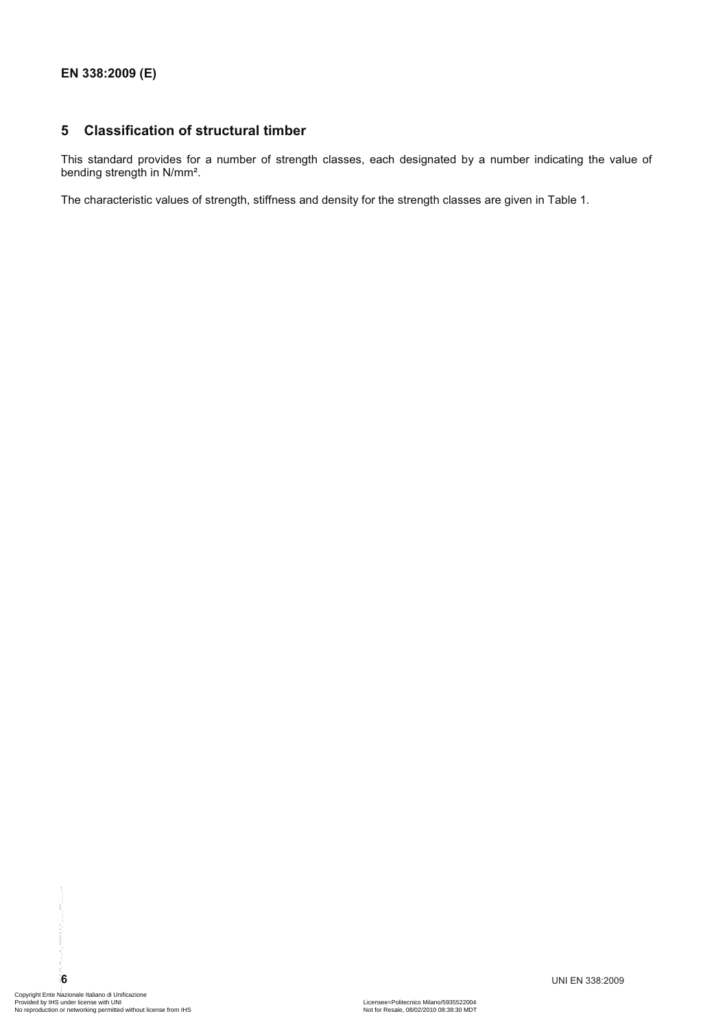## 5 Classification of structural timber

This standard provides for a number of strength classes, each designated by a number indicating the value of bending strength in N/mm².

The characteristic values of strength, stiffness and density for the strength classes are given in Table 1.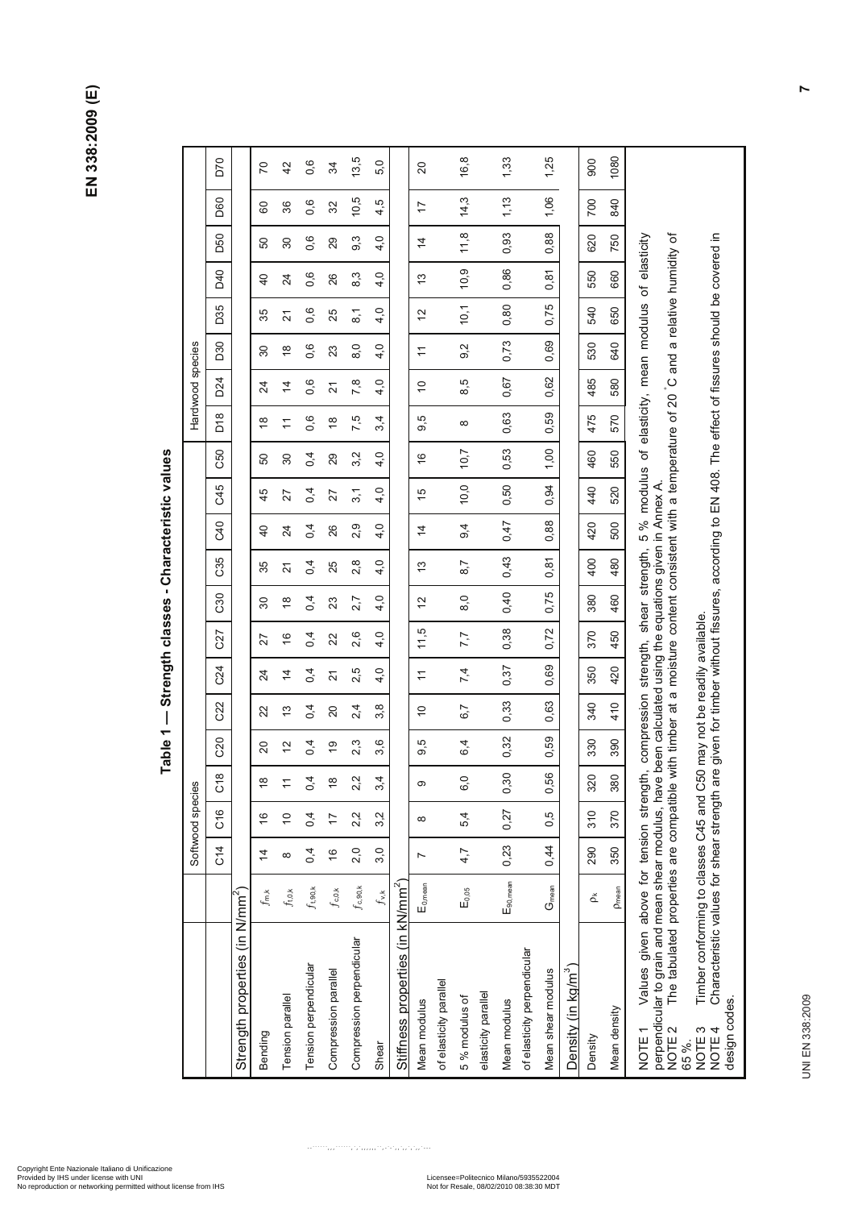**Table 1 — Strength classes - Characteristic values**

| | | Softwood species | | | | | | | | | | | | Hardwood species | | | | | | | |
|---|---|---|---|---|---|---|---|---|---|---|---|---|---|---|---|---|---|---|---|---|---|
| | | C14 | C16 | C18 | C20 | C22 | C24 | C27 | C30 | C35 | C40 | C45 | C50 | D18 | D24 | D30 | D35 | D40 | D50 | D60 | D70 |
| **Strength properties (in N/mm²)** | | | | | | | | | | | | | | | | | | | | | |
| Bending | $f_{m,k}$ | 14 | 16 | 18 | 20 | 22 | 24 | 27 | 30 | 35 | 40 | 45 | 50 | 18 | 24 | 30 | 35 | 40 | 50 | 60 | 70 |
| Tension parallel | $f_{t,0,k}$ | 8 | 10 | 11 | 12 | 13 | 14 | 16 | 18 | 21 | 24 | 27 | 30 | 11 | 14 | 18 | 21 | 24 | 30 | 36 | 42 |
| Tension perpendicular | $f_{t,90,k}$ | 0,4 | 0,4 | 0,4 | 0,4 | 0,4 | 0,4 | 0,4 | 0,4 | 0,4 | 0,4 | 0,4 | 0,4 | 0,6 | 0,6 | 0,6 | 0,6 | 0,6 | 0,6 | 0,6 | 0,6 |
| Compression parallel | $f_{c,0,k}$ | 16 | 17 | 18 | 19 | 20 | 21 | 22 | 23 | 25 | 26 | 27 | 29 | 18 | 21 | 23 | 25 | 26 | 29 | 32 | 34 |
| Compression perpendicular | $f_{c,90,k}$ | 2,0 | 2,2 | 2,2 | 2,3 | 2,4 | 2,5 | 2,6 | 2,7 | 2,8 | 2,9 | 3,1 | 3,2 | 7,5 | 7,8 | 8,0 | 8,1 | 8,3 | 9,3 | 10,5 | 13,5 |
| Shear | $f_{v,k}$ | 3,0 | 3,2 | 3,4 | 3,6 | 3,8 | 4,0 | 4,0 | 4,0 | 4,0 | 4,0 | 4,0 | 4,0 | 3,4 | 4,0 | 4,0 | 4,0 | 4,0 | 4,0 | 4,5 | 5,0 |
| **Stiffness properties (in kN/mm²)** | | | | | | | | | | | | | | | | | | | | | |
| Mean modulus of elasticity parallel | $E_{0,mean}$ | 7 | 8 | 9 | 9,5 | 10 | 11 | 11,5 | 12 | 13 | 14 | 15 | 16 | 9,5 | 10 | 11 | 12 | 13 | 14 | 17 | 20 |
| 5 % modulus of elasticity parallel | $E_{0,05}$ | 4,7 | 5,4 | 6,0 | 6,4 | 6,7 | 7,4 | 7,7 | 8,0 | 8,7 | 9,4 | 10,0 | 10,7 | 8 | 8,5 | 9,2 | 10,1 | 10,9 | 11,8 | 14,3 | 16,8 |
| Mean modulus of elasticity perpendicular | $E_{90,mean}$ | 0,23 | 0,27 | 0,30 | 0,32 | 0,33 | 0,37 | 0,38 | 0,40 | 0,43 | 0,47 | 0,50 | 0,53 | 0,63 | 0,67 | 0,73 | 0,80 | 0,86 | 0,93 | 1,13 | 1,33 |
| Mean shear modulus | $G_{mean}$ | 0,44 | 0,5 | 0,56 | 0,59 | 0,63 | 0,69 | 0,72 | 0,75 | 0,81 | 0,88 | 0,94 | 1,00 | 0,59 | 0,62 | 0,69 | 0,75 | 0,81 | 0,88 | 1,06 | 1,25 |
| **Density (in kg/m³)** | | | | | | | | | | | | | | | | | | | | | |
| Density | $\rho_k$ | 290 | 310 | 320 | 330 | 340 | 350 | 370 | 380 | 400 | 420 | 440 | 460 | 475 | 485 | 530 | 540 | 550 | 620 | 700 | 900 |
| Mean density | $\rho_{mean}$ | 350 | 370 | 380 | 390 | 410 | 420 | 450 | 460 | 480 | 500 | 520 | 550 | 570 | 580 | 640 | 650 | 660 | 750 | 840 | 1080 |

NOTE 1 Values given above for tension strength, compression strength, shear strength, 5 % modulus of elasticity, mean modulus of elasticity perpendicular to grain and mean shear modulus, have been calculated using the equations given in Annex A.

NOTE 2 The tabulated properties are compatible with timber at a moisture content consistent with a temperature of 20 °C and a relative humidity of 65 %.

NOTE 3 Timber conforming to classes C45 and C50 may not be readily available.

NOTE 4 Characteristic values for shear strength are given for timber without fissures, according to EN 408. The effect of fissures should be covered in design codes.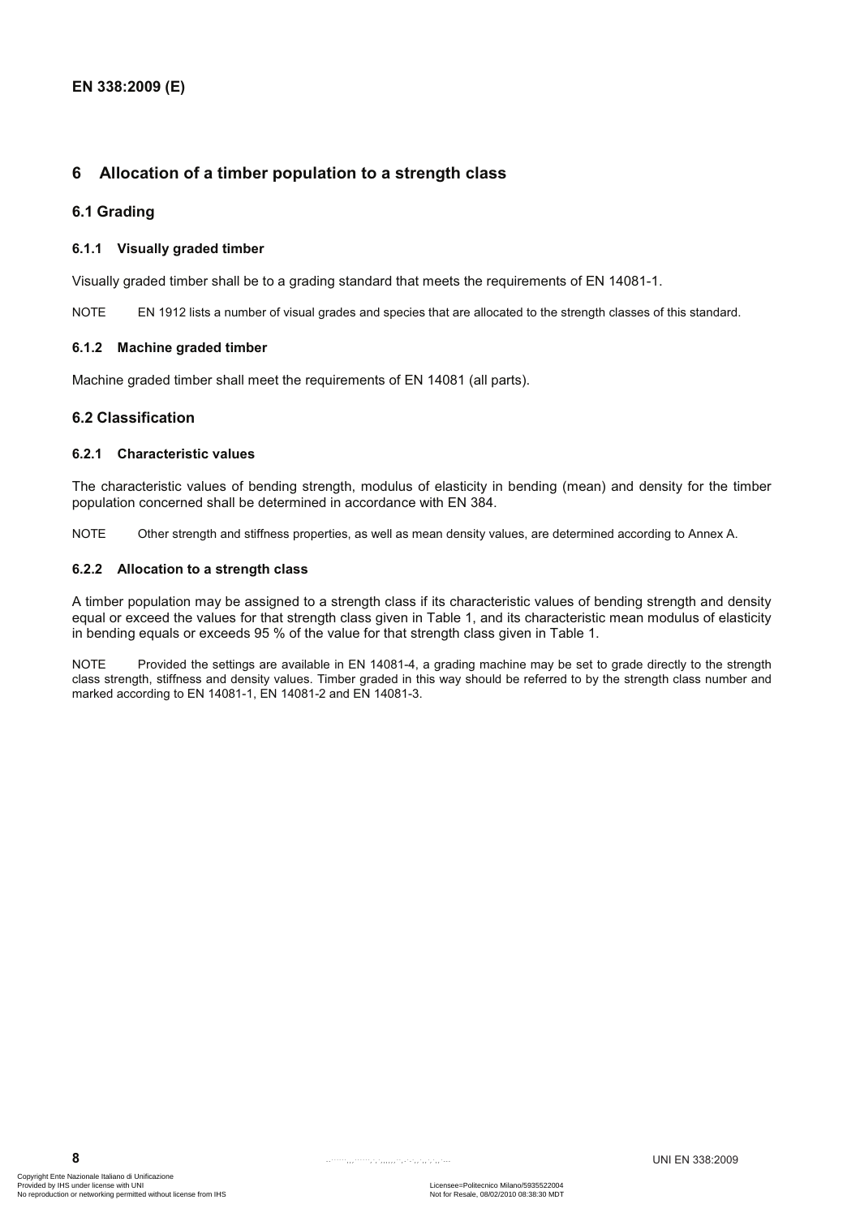# 6 Allocation of a timber population to a strength class

## 6.1 Grading

### 6.1.1 Visually graded timber

Visually graded timber shall be to a grading standard that meets the requirements of EN 14081-1.

NOTE EN 1912 lists a number of visual grades and species that are allocated to the strength classes of this standard.

### 6.1.2 Machine graded timber

Machine graded timber shall meet the requirements of EN 14081 (all parts).

## 6.2 Classification

### 6.2.1 Characteristic values

The characteristic values of bending strength, modulus of elasticity in bending (mean) and density for the timber population concerned shall be determined in accordance with EN 384.

NOTE Other strength and stiffness properties, as well as mean density values, are determined according to Annex A.

### 6.2.2 Allocation to a strength class

A timber population may be assigned to a strength class if its characteristic values of bending strength and density equal or exceed the values for that strength class given in Table 1, and its characteristic mean modulus of elasticity in bending equals or exceeds 95 % of the value for that strength class given in Table 1.

NOTE Provided the settings are available in EN 14081-4, a grading machine may be set to grade directly to the strength class strength, stiffness and density values. Timber graded in this way should be referred to by the strength class number and marked according to EN 14081-1, EN 14081-2 and EN 14081-3.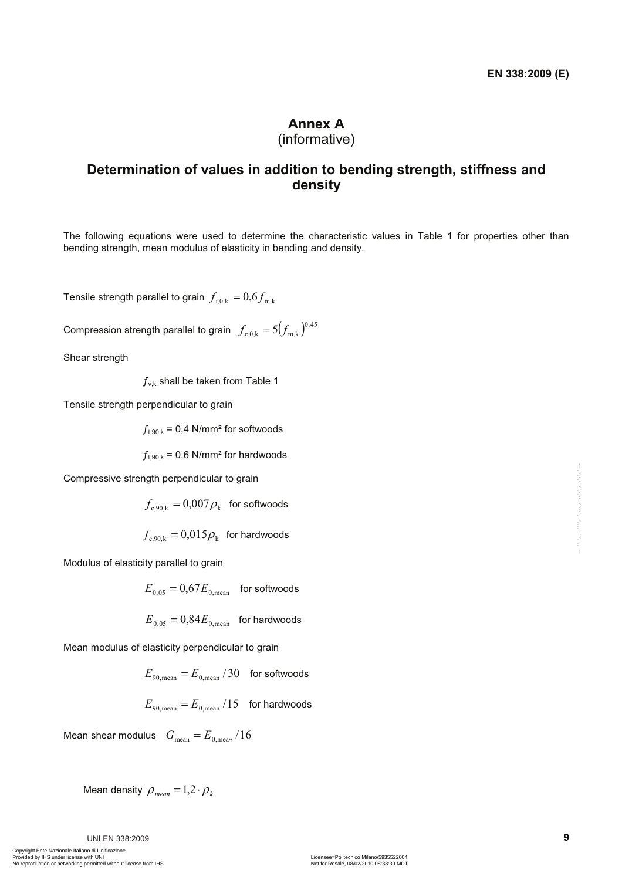# Annex A
(informative)

## Determination of values in addition to bending strength, stiffness and density

The following equations were used to determine the characteristic values in Table 1 for properties other than bending strength, mean modulus of elasticity in bending and density.

Tensile strength parallel to grain $f_{\mathrm{t,0,k}} = 0,6 f_{\mathrm{m,k}}$

Compression strength parallel to grain $f_{\mathrm{c,0,k}} = 5\left(f_{\mathrm{m,k}}\right)^{0,45}$

Shear strength

$f_{\mathrm{v,k}}$ shall be taken from Table 1

Tensile strength perpendicular to grain

$f_{\mathrm{t,90,k}}$ = 0,4 N/mm² for softwoods

$f_{\mathrm{t,90,k}}$ = 0,6 N/mm² for hardwoods

Compressive strength perpendicular to grain

$f_{\mathrm{c,90,k}} = 0,007 \rho_{\mathrm{k}}$ for softwoods

$f_{\mathrm{c,90,k}} = 0,015 \rho_{\mathrm{k}}$ for hardwoods

Modulus of elasticity parallel to grain

$E_{0,05} = 0,67 E_{0,\mathrm{mean}}$ for softwoods

$E_{0,05} = 0,84 E_{0,\mathrm{mean}}$ for hardwoods

Mean modulus of elasticity perpendicular to grain

$E_{90,\mathrm{mean}} = E_{0,\mathrm{mean}} / 30$ for softwoods

$E_{90,\mathrm{mean}} = E_{0,\mathrm{mean}} / 15$ for hardwoods

Mean shear modulus $G_{\mathrm{mean}} = E_{0,\mathrm{mean}} / 16$

Mean density $\rho_{mean} = 1,2 \cdot \rho_{k}$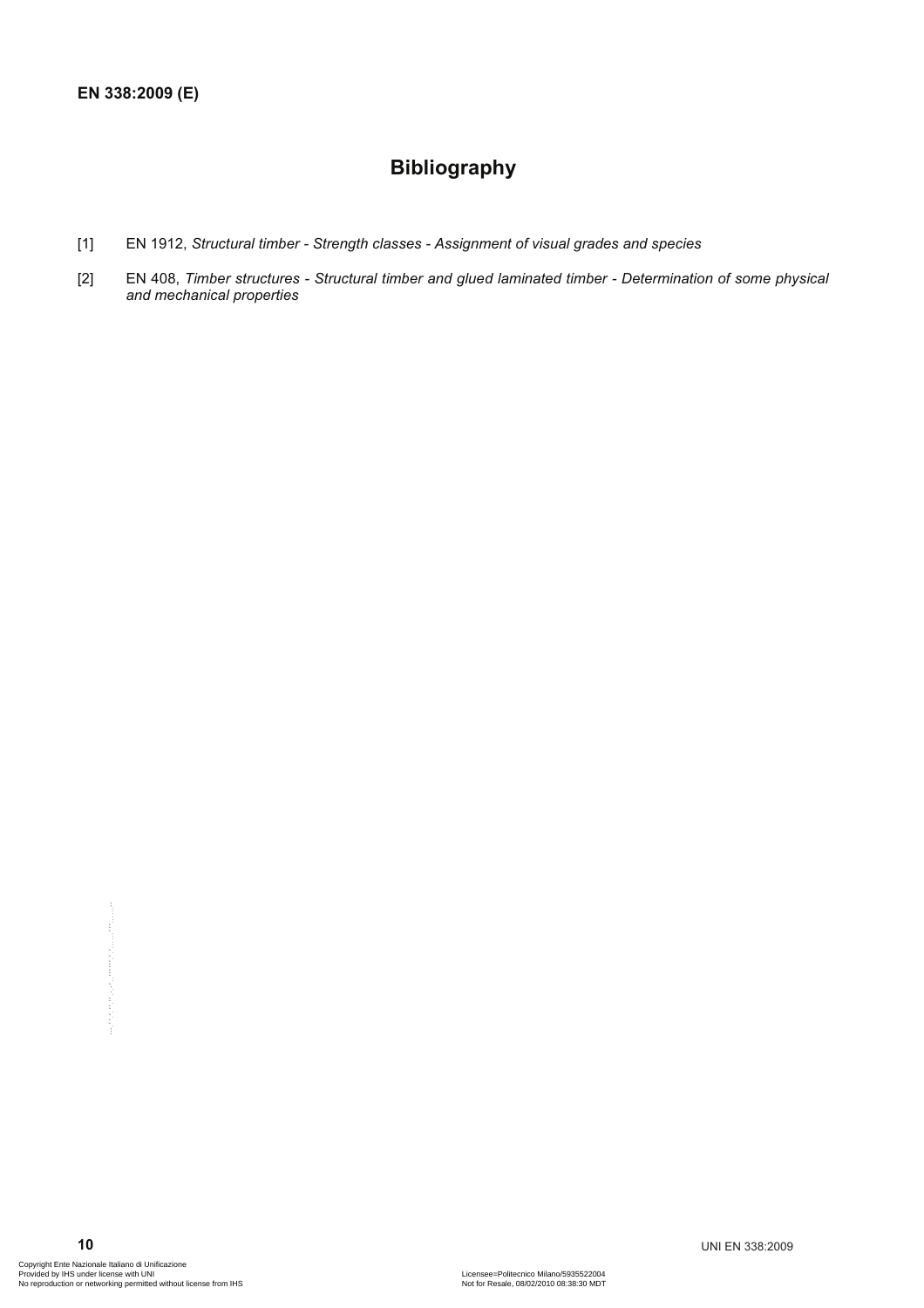# Bibliography

[1] EN 1912, *Structural timber - Strength classes - Assignment of visual grades and species*

[2] EN 408, *Timber structures - Structural timber and glued laminated timber - Determination of some physical and mechanical properties*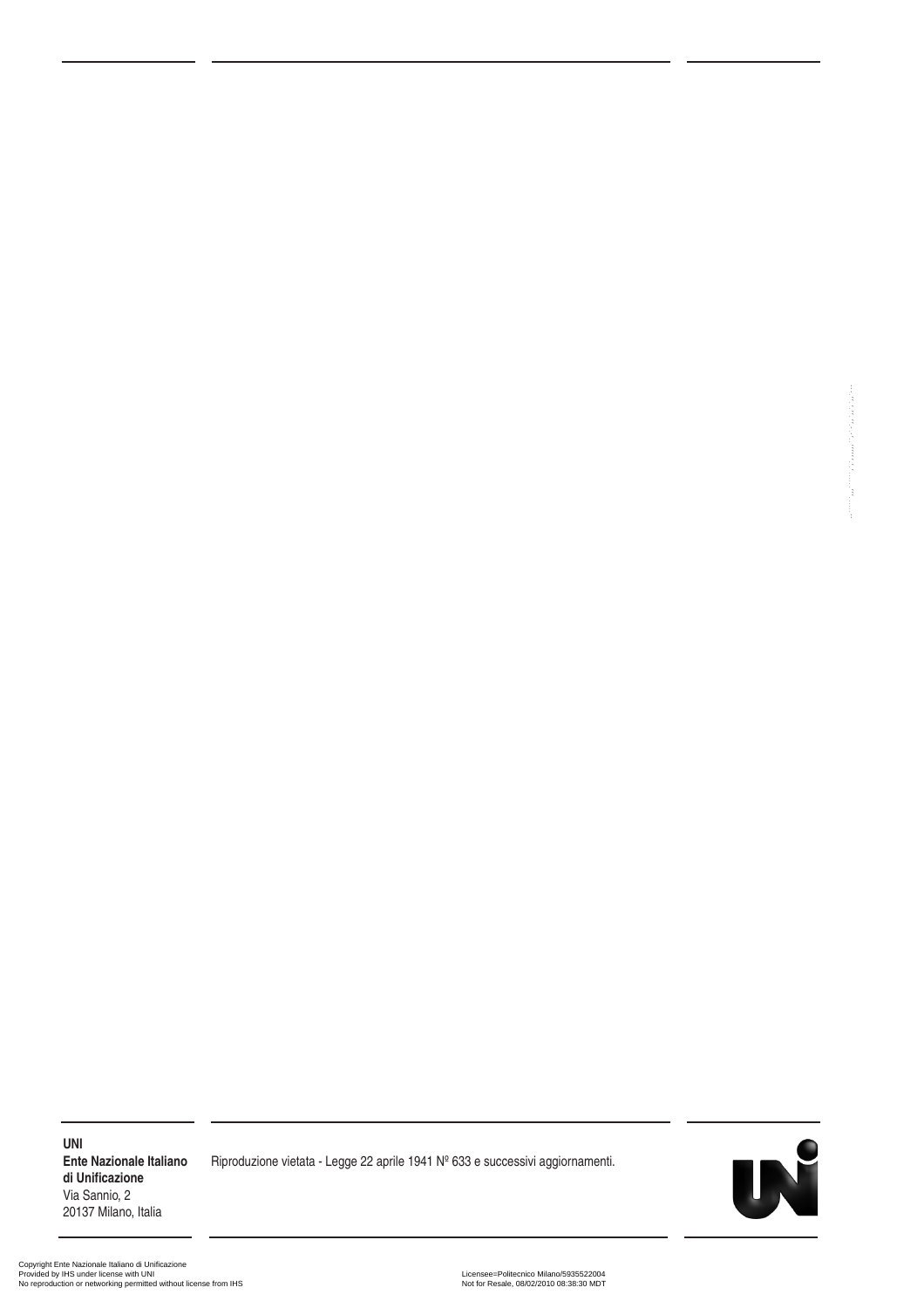**UNI**
**Ente Nazionale Italiano**
**di Unificazione**
Via Sannio, 2
20137 Milano, Italia

Riproduzione vietata - Legge 22 aprile 1941 Nº 633 e successivi aggiornamenti.